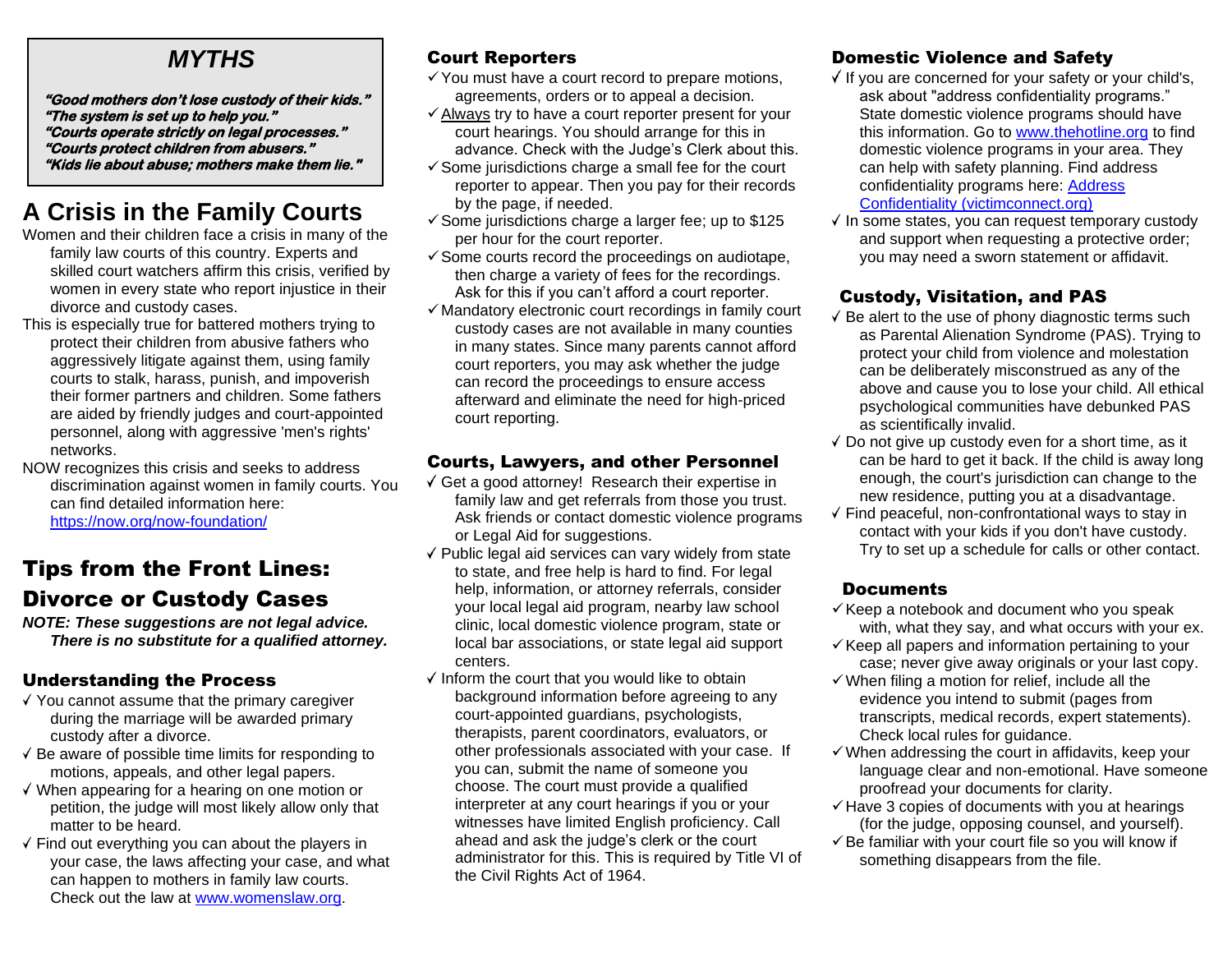## *MYTHS*

***"Good mothers don't lose custody of their kids."***
***"The system is set up to help you."***
***"Courts operate strictly on legal processes."***
***"Courts protect children from abusers."***
***"Kids lie about abuse; mothers make them lie."***

# A Crisis in the Family Courts

Women and their children face a crisis in many of the family law courts of this country. Experts and skilled court watchers affirm this crisis, verified by women in every state who report injustice in their divorce and custody cases.

This is especially true for battered mothers trying to protect their children from abusive fathers who aggressively litigate against them, using family courts to stalk, harass, punish, and impoverish their former partners and children. Some fathers are aided by friendly judges and court-appointed personnel, along with aggressive 'men's rights' networks.

NOW recognizes this crisis and seeks to address discrimination against women in family courts. You can find detailed information here: https://now.org/now-foundation/

# Tips from the Front Lines: Divorce or Custody Cases

***NOTE: These suggestions are not legal advice. There is no substitute for a qualified attorney.***

### Understanding the Process

- ✓ You cannot assume that the primary caregiver during the marriage will be awarded primary custody after a divorce.
- ✓ Be aware of possible time limits for responding to motions, appeals, and other legal papers.
- ✓ When appearing for a hearing on one motion or petition, the judge will most likely allow only that matter to be heard.
- ✓ Find out everything you can about the players in your case, the laws affecting your case, and what can happen to mothers in family law courts. Check out the law at www.womenslaw.org.

### Court Reporters

- ✓ You must have a court record to prepare motions, agreements, orders or to appeal a decision.
- ✓ Always try to have a court reporter present for your court hearings. You should arrange for this in advance. Check with the Judge's Clerk about this.
- ✓ Some jurisdictions charge a small fee for the court reporter to appear. Then you pay for their records by the page, if needed.
- ✓ Some jurisdictions charge a larger fee; up to $125 per hour for the court reporter.
- ✓ Some courts record the proceedings on audiotape, then charge a variety of fees for the recordings. Ask for this if you can't afford a court reporter.
- ✓ Mandatory electronic court recordings in family court custody cases are not available in many counties in many states. Since many parents cannot afford court reporters, you may ask whether the judge can record the proceedings to ensure access afterward and eliminate the need for high-priced court reporting.

### Courts, Lawyers, and other Personnel

- ✓ Get a good attorney! Research their expertise in family law and get referrals from those you trust. Ask friends or contact domestic violence programs or Legal Aid for suggestions.
- ✓ Public legal aid services can vary widely from state to state, and free help is hard to find. For legal help, information, or attorney referrals, consider your local legal aid program, nearby law school clinic, local domestic violence program, state or local bar associations, or state legal aid support centers.
- ✓ Inform the court that you would like to obtain background information before agreeing to any court-appointed guardians, psychologists, therapists, parent coordinators, evaluators, or other professionals associated with your case. If you can, submit the name of someone you choose. The court must provide a qualified interpreter at any court hearings if you or your witnesses have limited English proficiency. Call ahead and ask the judge's clerk or the court administrator for this. This is required by Title VI of the Civil Rights Act of 1964.

### Domestic Violence and Safety

- ✓ If you are concerned for your safety or your child's, ask about "address confidentiality programs." State domestic violence programs should have this information. Go to www.thehotline.org to find domestic violence programs in your area. They can help with safety planning. Find address confidentiality programs here: Address Confidentiality (victimconnect.org)
- ✓ In some states, you can request temporary custody and support when requesting a protective order; you may need a sworn statement or affidavit.

### Custody, Visitation, and PAS

- ✓ Be alert to the use of phony diagnostic terms such as Parental Alienation Syndrome (PAS). Trying to protect your child from violence and molestation can be deliberately misconstrued as any of the above and cause you to lose your child. All ethical psychological communities have debunked PAS as scientifically invalid.
- ✓ Do not give up custody even for a short time, as it can be hard to get it back. If the child is away long enough, the court's jurisdiction can change to the new residence, putting you at a disadvantage.
- ✓ Find peaceful, non-confrontational ways to stay in contact with your kids if you don't have custody. Try to set up a schedule for calls or other contact.

### Documents

- ✓ Keep a notebook and document who you speak with, what they say, and what occurs with your ex.
- ✓ Keep all papers and information pertaining to your case; never give away originals or your last copy.
- ✓ When filing a motion for relief, include all the evidence you intend to submit (pages from transcripts, medical records, expert statements). Check local rules for guidance.
- ✓ When addressing the court in affidavits, keep your language clear and non-emotional. Have someone proofread your documents for clarity.
- ✓ Have 3 copies of documents with you at hearings (for the judge, opposing counsel, and yourself).
- ✓ Be familiar with your court file so you will know if something disappears from the file.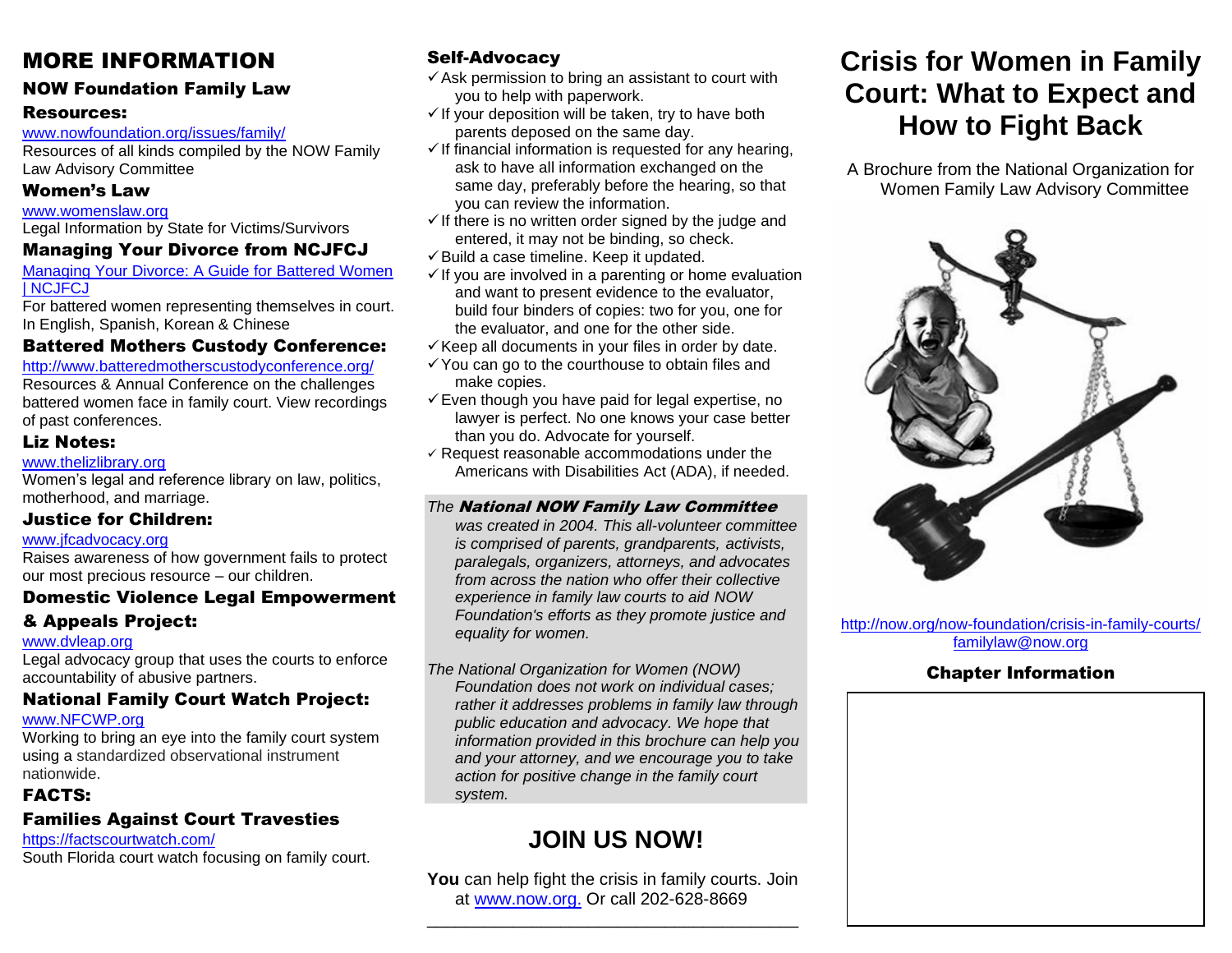# MORE INFORMATION

### NOW Foundation Family Law Resources:

www.nowfoundation.org/issues/family/

Resources of all kinds compiled by the NOW Family Law Advisory Committee

### Women's Law

www.womenslaw.org

Legal Information by State for Victims/Survivors

### Managing Your Divorce from NCJFCJ

Managing Your Divorce: A Guide for Battered Women | NCJFCJ

For battered women representing themselves in court. In English, Spanish, Korean & Chinese

### Battered Mothers Custody Conference:

http://www.batteredmotherscustodyconference.org/

Resources & Annual Conference on the challenges battered women face in family court. View recordings of past conferences.

### Liz Notes:

www.thelizlibrary.org

Women's legal and reference library on law, politics, motherhood, and marriage.

### Justice for Children:

www.jfcadvocacy.org

Raises awareness of how government fails to protect our most precious resource – our children.

### Domestic Violence Legal Empowerment & Appeals Project:

www.dvleap.org

Legal advocacy group that uses the courts to enforce accountability of abusive partners.

### National Family Court Watch Project:

www.NFCWP.org

Working to bring an eye into the family court system using a standardized observational instrument nationwide.

### FACTS:

### Families Against Court Travesties

https://factscourtwatch.com/

South Florida court watch focusing on family court.

### Self-Advocacy

- ✓ Ask permission to bring an assistant to court with you to help with paperwork.
- ✓ If your deposition will be taken, try to have both parents deposed on the same day.
- ✓ If financial information is requested for any hearing, ask to have all information exchanged on the same day, preferably before the hearing, so that you can review the information.
- ✓ If there is no written order signed by the judge and entered, it may not be binding, so check.
- ✓ Build a case timeline. Keep it updated.
- ✓ If you are involved in a parenting or home evaluation and want to present evidence to the evaluator, build four binders of copies: two for you, one for the evaluator, and one for the other side.
- ✓ Keep all documents in your files in order by date.
- ✓ You can go to the courthouse to obtain files and make copies.
- ✓ Even though you have paid for legal expertise, no lawyer is perfect. No one knows your case better than you do. Advocate for yourself.
- ✓ Request reasonable accommodations under the Americans with Disabilities Act (ADA), if needed.

*The* ***National NOW Family Law Committee*** *was created in 2004. This all-volunteer committee is comprised of parents, grandparents, activists, paralegals, organizers, attorneys, and advocates from across the nation who offer their collective experience in family law courts to aid NOW Foundation's efforts as they promote justice and equality for women.*

*The National Organization for Women (NOW) Foundation does not work on individual cases; rather it addresses problems in family law through public education and advocacy. We hope that information provided in this brochure can help you and your attorney, and we encourage you to take action for positive change in the family court system.*

## JOIN US NOW!

**You** can help fight the crisis in family courts. Join at www.now.org. Or call 202-628-8669

# Crisis for Women in Family Court: What to Expect and How to Fight Back

A Brochure from the National Organization for Women Family Law Advisory Committee

http://now.org/now-foundation/crisis-in-family-courts/

familylaw@now.org

### Chapter Information